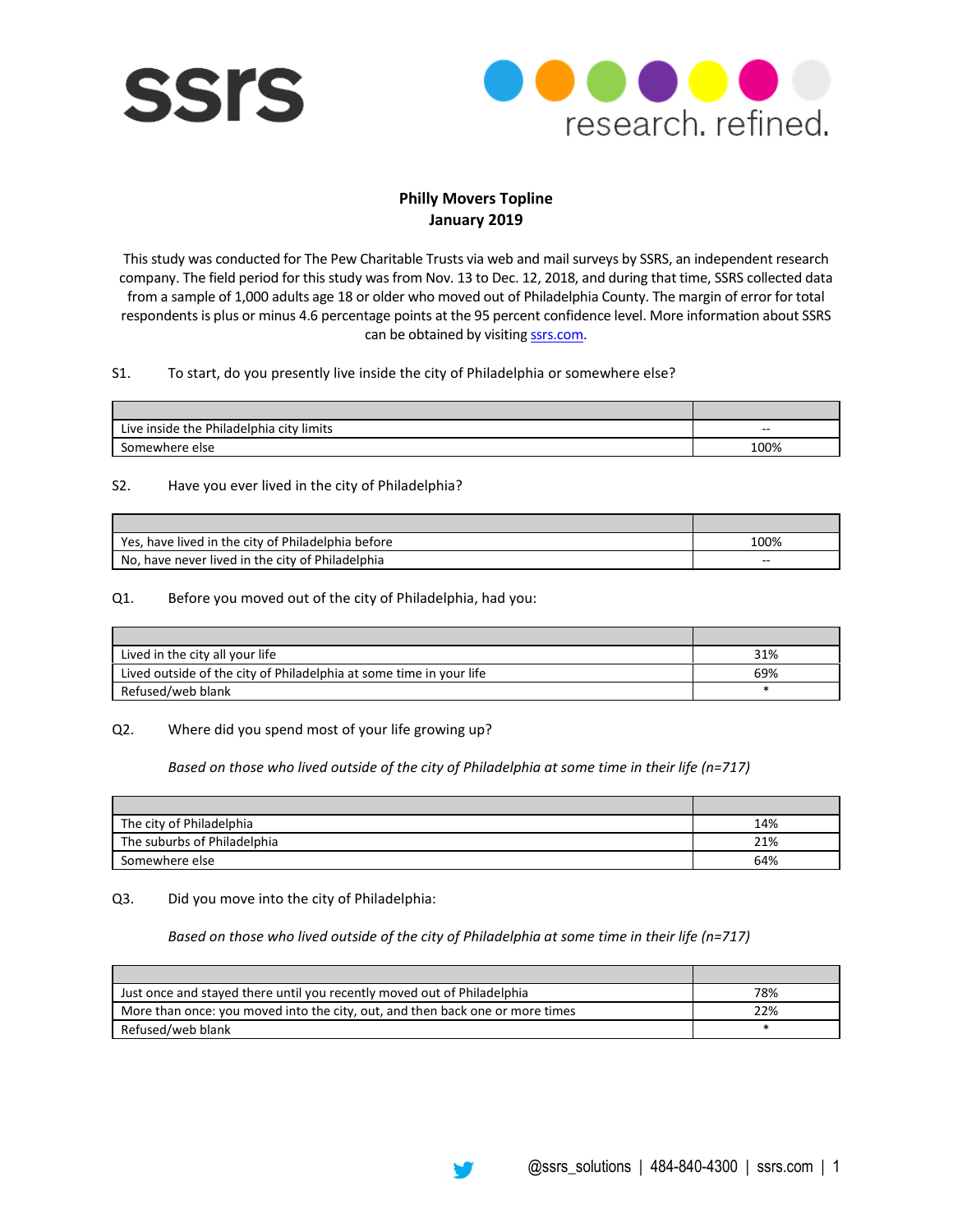# Philly Movers Topline
## January 2019

This study was conducted for The Pew Charitable Trusts via web and mail surveys by SSRS, an independent research company. The field period for this study was from Nov. 13 to Dec. 12, 2018, and during that time, SSRS collected data from a sample of 1,000 adults age 18 or older who moved out of Philadelphia County. The margin of error for total respondents is plus or minus 4.6 percentage points at the 95 percent confidence level. More information about SSRS can be obtained by visiting ssrs.com.

S1. To start, do you presently live inside the city of Philadelphia or somewhere else?

| | |
|---|---|
| Live inside the Philadelphia city limits | -- |
| Somewhere else | 100% |

S2. Have you ever lived in the city of Philadelphia?

| | |
|---|---|
| Yes, have lived in the city of Philadelphia before | 100% |
| No, have never lived in the city of Philadelphia | -- |

Q1. Before you moved out of the city of Philadelphia, had you:

| | |
|---|---|
| Lived in the city all your life | 31% |
| Lived outside of the city of Philadelphia at some time in your life | 69% |
| Refused/web blank | * |

Q2. Where did you spend most of your life growing up?

*Based on those who lived outside of the city of Philadelphia at some time in their life (n=717)*

| | |
|---|---|
| The city of Philadelphia | 14% |
| The suburbs of Philadelphia | 21% |
| Somewhere else | 64% |

Q3. Did you move into the city of Philadelphia:

*Based on those who lived outside of the city of Philadelphia at some time in their life (n=717)*

| | |
|---|---|
| Just once and stayed there until you recently moved out of Philadelphia | 78% |
| More than once: you moved into the city, out, and then back one or more times | 22% |
| Refused/web blank | * |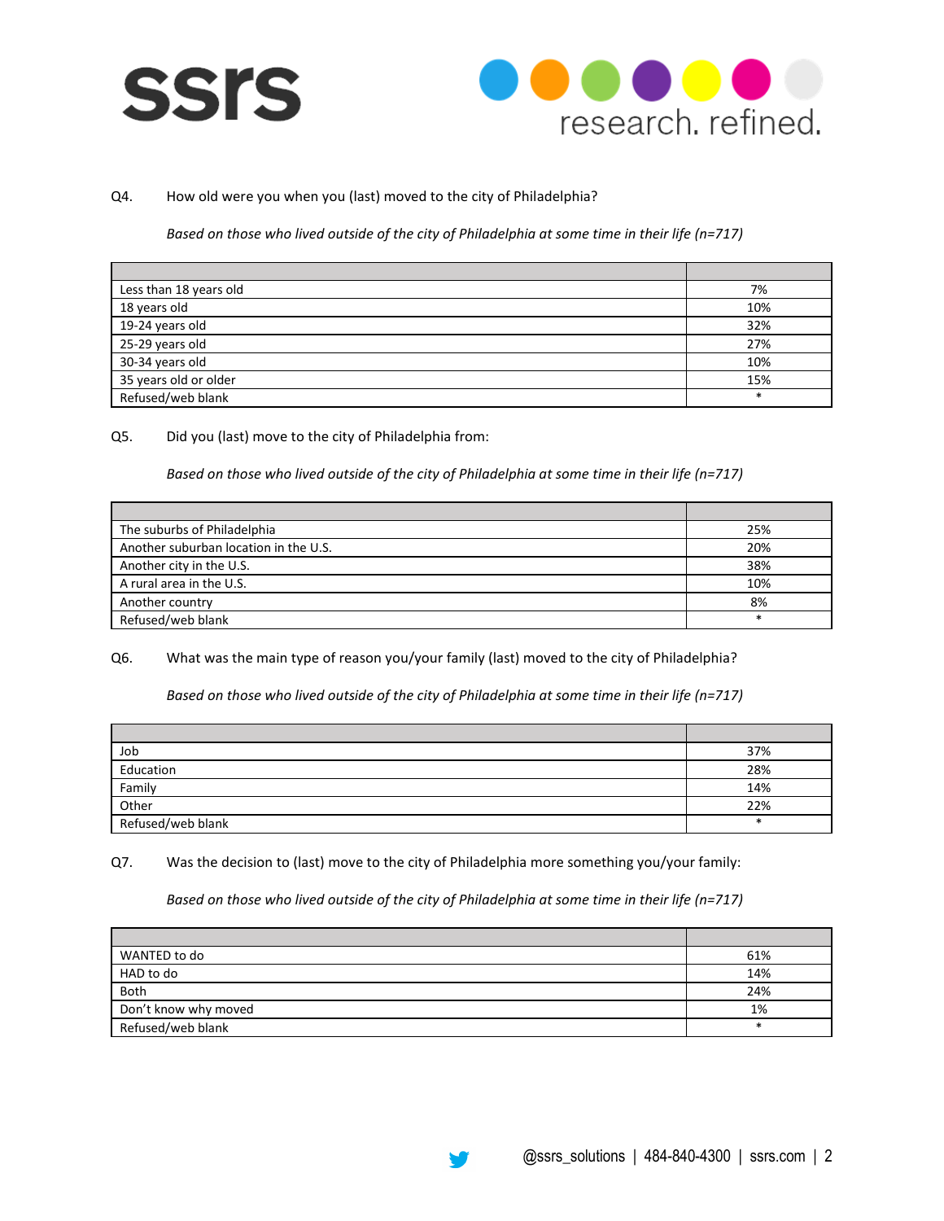Q4. How old were you when you (last) moved to the city of Philadelphia?

*Based on those who lived outside of the city of Philadelphia at some time in their life (n=717)*

| | |
|---|---|
| Less than 18 years old | 7% |
| 18 years old | 10% |
| 19-24 years old | 32% |
| 25-29 years old | 27% |
| 30-34 years old | 10% |
| 35 years old or older | 15% |
| Refused/web blank | * |

Q5. Did you (last) move to the city of Philadelphia from:

*Based on those who lived outside of the city of Philadelphia at some time in their life (n=717)*

| | |
|---|---|
| The suburbs of Philadelphia | 25% |
| Another suburban location in the U.S. | 20% |
| Another city in the U.S. | 38% |
| A rural area in the U.S. | 10% |
| Another country | 8% |
| Refused/web blank | * |

Q6. What was the main type of reason you/your family (last) moved to the city of Philadelphia?

*Based on those who lived outside of the city of Philadelphia at some time in their life (n=717)*

| | |
|---|---|
| Job | 37% |
| Education | 28% |
| Family | 14% |
| Other | 22% |
| Refused/web blank | * |

Q7. Was the decision to (last) move to the city of Philadelphia more something you/your family:

*Based on those who lived outside of the city of Philadelphia at some time in their life (n=717)*

| | |
|---|---|
| WANTED to do | 61% |
| HAD to do | 14% |
| Both | 24% |
| Don't know why moved | 1% |
| Refused/web blank | * |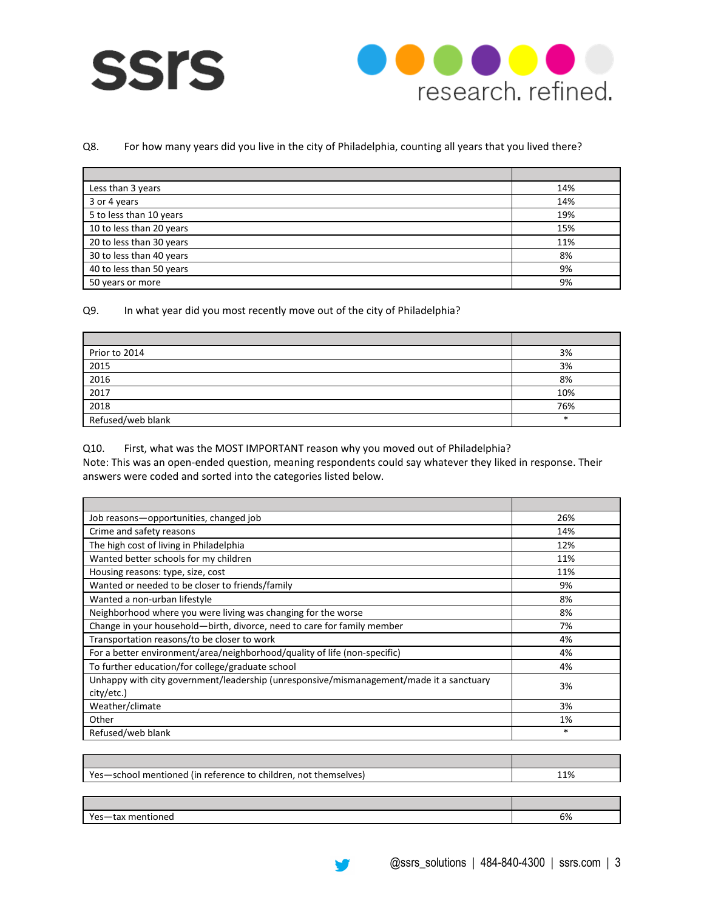Q8. For how many years did you live in the city of Philadelphia, counting all years that you lived there?

| | |
|---|---|
| Less than 3 years | 14% |
| 3 or 4 years | 14% |
| 5 to less than 10 years | 19% |
| 10 to less than 20 years | 15% |
| 20 to less than 30 years | 11% |
| 30 to less than 40 years | 8% |
| 40 to less than 50 years | 9% |
| 50 years or more | 9% |

Q9. In what year did you most recently move out of the city of Philadelphia?

| | |
|---|---|
| Prior to 2014 | 3% |
| 2015 | 3% |
| 2016 | 8% |
| 2017 | 10% |
| 2018 | 76% |
| Refused/web blank | * |

Q10. First, what was the MOST IMPORTANT reason why you moved out of Philadelphia?
Note: This was an open-ended question, meaning respondents could say whatever they liked in response. Their answers were coded and sorted into the categories listed below.

| | |
|---|---|
| Job reasons—opportunities, changed job | 26% |
| Crime and safety reasons | 14% |
| The high cost of living in Philadelphia | 12% |
| Wanted better schools for my children | 11% |
| Housing reasons: type, size, cost | 11% |
| Wanted or needed to be closer to friends/family | 9% |
| Wanted a non-urban lifestyle | 8% |
| Neighborhood where you were living was changing for the worse | 8% |
| Change in your household—birth, divorce, need to care for family member | 7% |
| Transportation reasons/to be closer to work | 4% |
| For a better environment/area/neighborhood/quality of life (non-specific) | 4% |
| To further education/for college/graduate school | 4% |
| Unhappy with city government/leadership (unresponsive/mismanagement/made it a sanctuary city/etc.) | 3% |
| Weather/climate | 3% |
| Other | 1% |
| Refused/web blank | * |

| | |
|---|---|
| Yes—school mentioned (in reference to children, not themselves) | 11% |

| | |
|---|---|
| Yes—tax mentioned | 6% |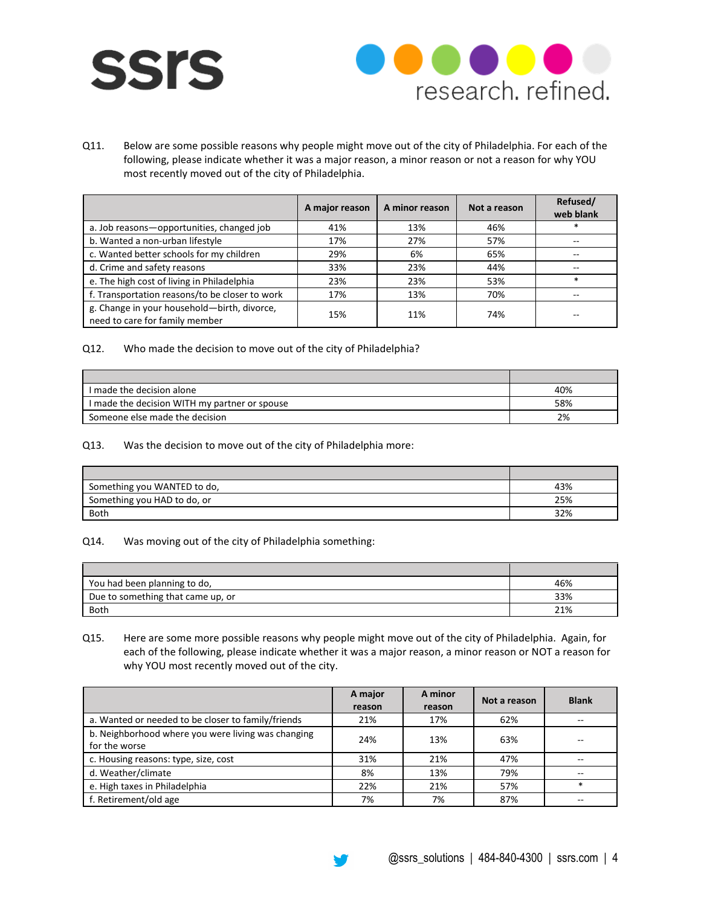Q11. Below are some possible reasons why people might move out of the city of Philadelphia. For each of the following, please indicate whether it was a major reason, a minor reason or not a reason for why YOU most recently moved out of the city of Philadelphia.

| | A major reason | A minor reason | Not a reason | Refused/ web blank |
|---|---|---|---|---|
| a. Job reasons—opportunities, changed job | 41% | 13% | 46% | * |
| b. Wanted a non-urban lifestyle | 17% | 27% | 57% | -- |
| c. Wanted better schools for my children | 29% | 6% | 65% | -- |
| d. Crime and safety reasons | 33% | 23% | 44% | -- |
| e. The high cost of living in Philadelphia | 23% | 23% | 53% | * |
| f. Transportation reasons/to be closer to work | 17% | 13% | 70% | -- |
| g. Change in your household—birth, divorce, need to care for family member | 15% | 11% | 74% | -- |

Q12. Who made the decision to move out of the city of Philadelphia?

| | |
|---|---|
| I made the decision alone | 40% |
| I made the decision WITH my partner or spouse | 58% |
| Someone else made the decision | 2% |

Q13. Was the decision to move out of the city of Philadelphia more:

| | |
|---|---|
| Something you WANTED to do, | 43% |
| Something you HAD to do, or | 25% |
| Both | 32% |

Q14. Was moving out of the city of Philadelphia something:

| | |
|---|---|
| You had been planning to do, | 46% |
| Due to something that came up, or | 33% |
| Both | 21% |

Q15. Here are some more possible reasons why people might move out of the city of Philadelphia. Again, for each of the following, please indicate whether it was a major reason, a minor reason or NOT a reason for why YOU most recently moved out of the city.

| | A major reason | A minor reason | Not a reason | Blank |
|---|---|---|---|---|
| a. Wanted or needed to be closer to family/friends | 21% | 17% | 62% | -- |
| b. Neighborhood where you were living was changing for the worse | 24% | 13% | 63% | -- |
| c. Housing reasons: type, size, cost | 31% | 21% | 47% | -- |
| d. Weather/climate | 8% | 13% | 79% | -- |
| e. High taxes in Philadelphia | 22% | 21% | 57% | * |
| f. Retirement/old age | 7% | 7% | 87% | -- |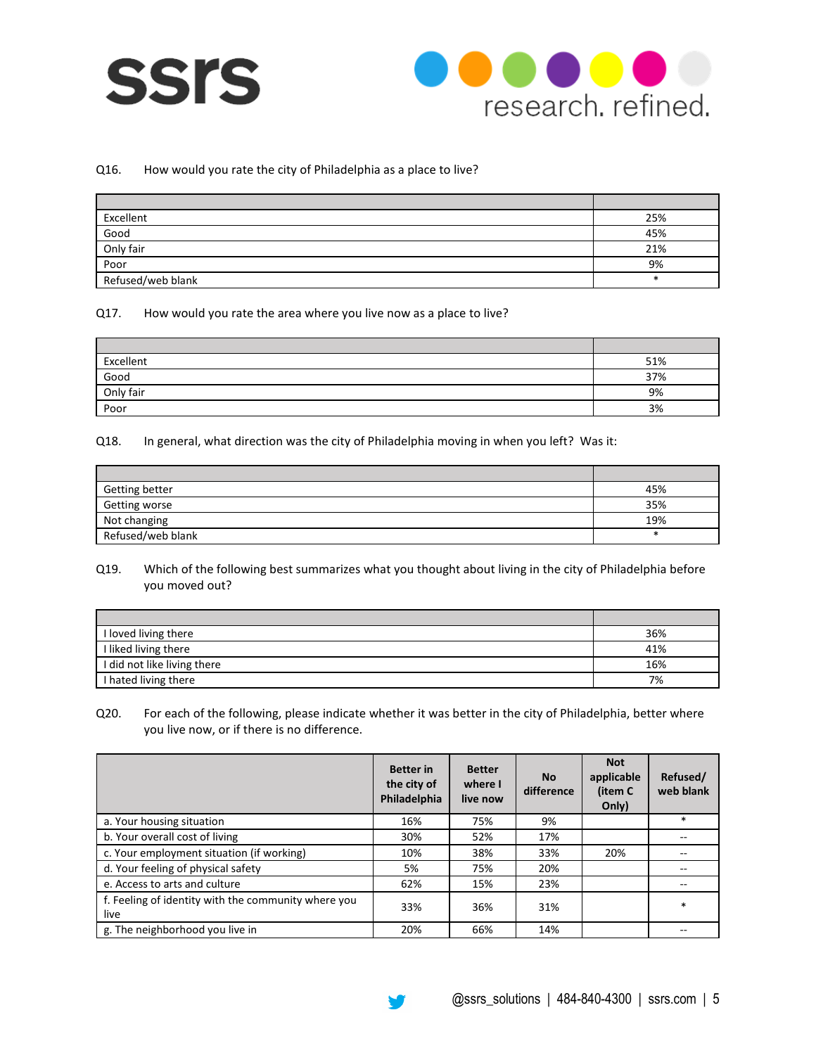Q16. How would you rate the city of Philadelphia as a place to live?

| | |
|---|---|
| Excellent | 25% |
| Good | 45% |
| Only fair | 21% |
| Poor | 9% |
| Refused/web blank | * |

Q17. How would you rate the area where you live now as a place to live?

| | |
|---|---|
| Excellent | 51% |
| Good | 37% |
| Only fair | 9% |
| Poor | 3% |

Q18. In general, what direction was the city of Philadelphia moving in when you left? Was it:

| | |
|---|---|
| Getting better | 45% |
| Getting worse | 35% |
| Not changing | 19% |
| Refused/web blank | * |

Q19. Which of the following best summarizes what you thought about living in the city of Philadelphia before you moved out?

| | |
|---|---|
| I loved living there | 36% |
| I liked living there | 41% |
| I did not like living there | 16% |
| I hated living there | 7% |

Q20. For each of the following, please indicate whether it was better in the city of Philadelphia, better where you live now, or if there is no difference.

| | Better in the city of Philadelphia | Better where I live now | No difference | Not applicable (item C Only) | Refused/ web blank |
|---|---|---|---|---|---|
| a. Your housing situation | 16% | 75% | 9% | | * |
| b. Your overall cost of living | 30% | 52% | 17% | | -- |
| c. Your employment situation (if working) | 10% | 38% | 33% | 20% | -- |
| d. Your feeling of physical safety | 5% | 75% | 20% | | -- |
| e. Access to arts and culture | 62% | 15% | 23% | | -- |
| f. Feeling of identity with the community where you live | 33% | 36% | 31% | | * |
| g. The neighborhood you live in | 20% | 66% | 14% | | -- |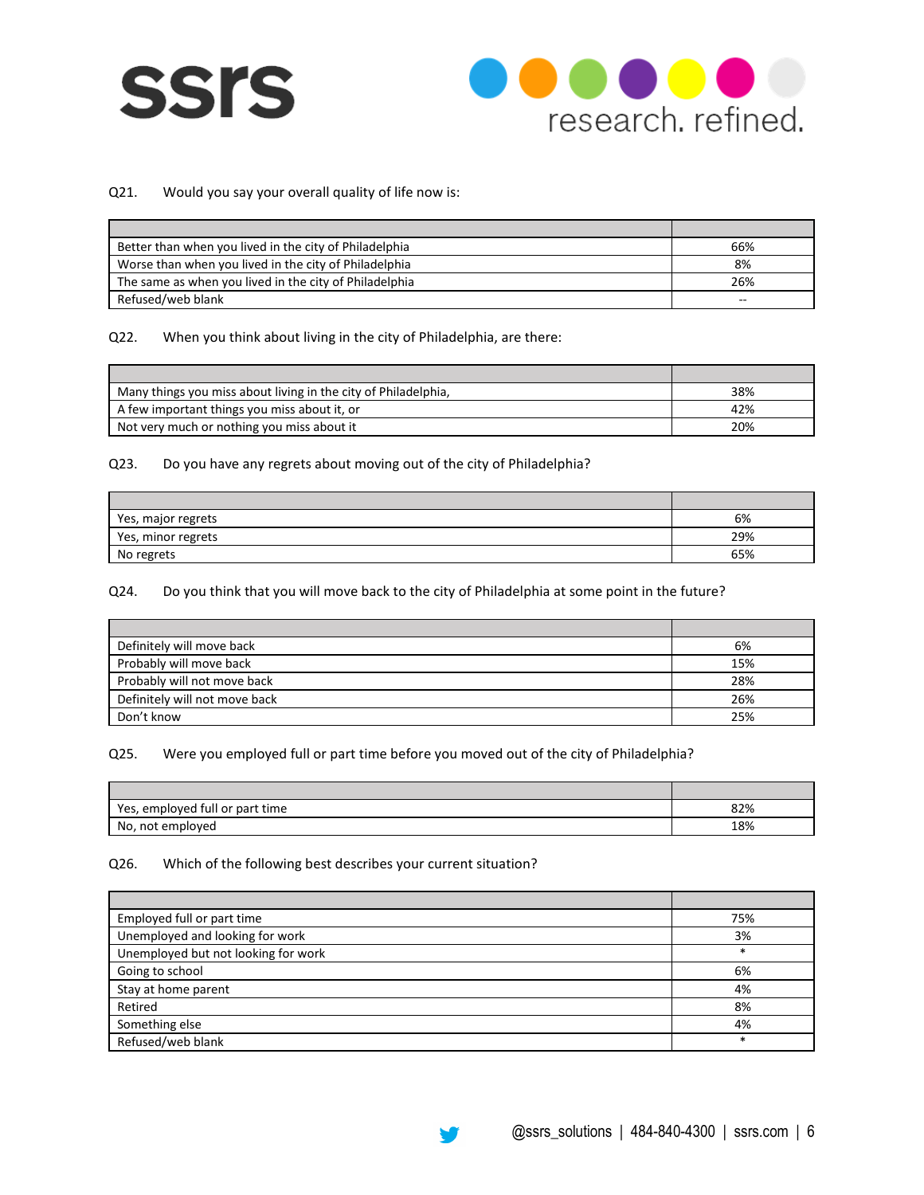Q21. Would you say your overall quality of life now is:

| | |
|---|---|
| Better than when you lived in the city of Philadelphia | 66% |
| Worse than when you lived in the city of Philadelphia | 8% |
| The same as when you lived in the city of Philadelphia | 26% |
| Refused/web blank | -- |

Q22. When you think about living in the city of Philadelphia, are there:

| | |
|---|---|
| Many things you miss about living in the city of Philadelphia, | 38% |
| A few important things you miss about it, or | 42% |
| Not very much or nothing you miss about it | 20% |

Q23. Do you have any regrets about moving out of the city of Philadelphia?

| | |
|---|---|
| Yes, major regrets | 6% |
| Yes, minor regrets | 29% |
| No regrets | 65% |

Q24. Do you think that you will move back to the city of Philadelphia at some point in the future?

| | |
|---|---|
| Definitely will move back | 6% |
| Probably will move back | 15% |
| Probably will not move back | 28% |
| Definitely will not move back | 26% |
| Don't know | 25% |

Q25. Were you employed full or part time before you moved out of the city of Philadelphia?

| | |
|---|---|
| Yes, employed full or part time | 82% |
| No, not employed | 18% |

Q26. Which of the following best describes your current situation?

| | |
|---|---|
| Employed full or part time | 75% |
| Unemployed and looking for work | 3% |
| Unemployed but not looking for work | * |
| Going to school | 6% |
| Stay at home parent | 4% |
| Retired | 8% |
| Something else | 4% |
| Refused/web blank | * |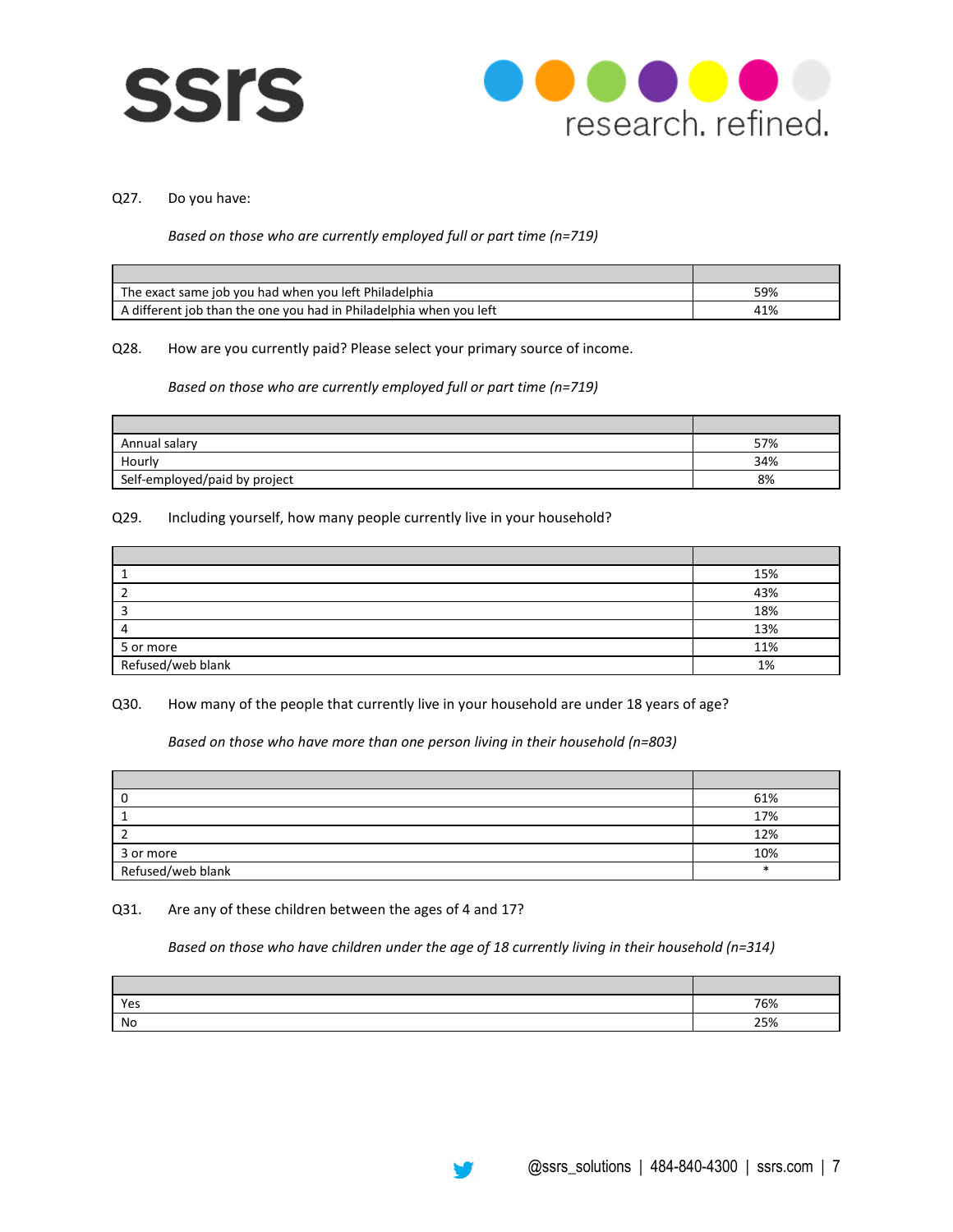Q27. Do you have:

*Based on those who are currently employed full or part time (n=719)*

| | |
|---|---|
| The exact same job you had when you left Philadelphia | 59% |
| A different job than the one you had in Philadelphia when you left | 41% |

Q28. How are you currently paid? Please select your primary source of income.

*Based on those who are currently employed full or part time (n=719)*

| | |
|---|---|
| Annual salary | 57% |
| Hourly | 34% |
| Self-employed/paid by project | 8% |

Q29. Including yourself, how many people currently live in your household?

| | |
|---|---|
| 1 | 15% |
| 2 | 43% |
| 3 | 18% |
| 4 | 13% |
| 5 or more | 11% |
| Refused/web blank | 1% |

Q30. How many of the people that currently live in your household are under 18 years of age?

*Based on those who have more than one person living in their household (n=803)*

| | |
|---|---|
| 0 | 61% |
| 1 | 17% |
| 2 | 12% |
| 3 or more | 10% |
| Refused/web blank | * |

Q31. Are any of these children between the ages of 4 and 17?

*Based on those who have children under the age of 18 currently living in their household (n=314)*

| | |
|---|---|
| Yes | 76% |
| No | 25% |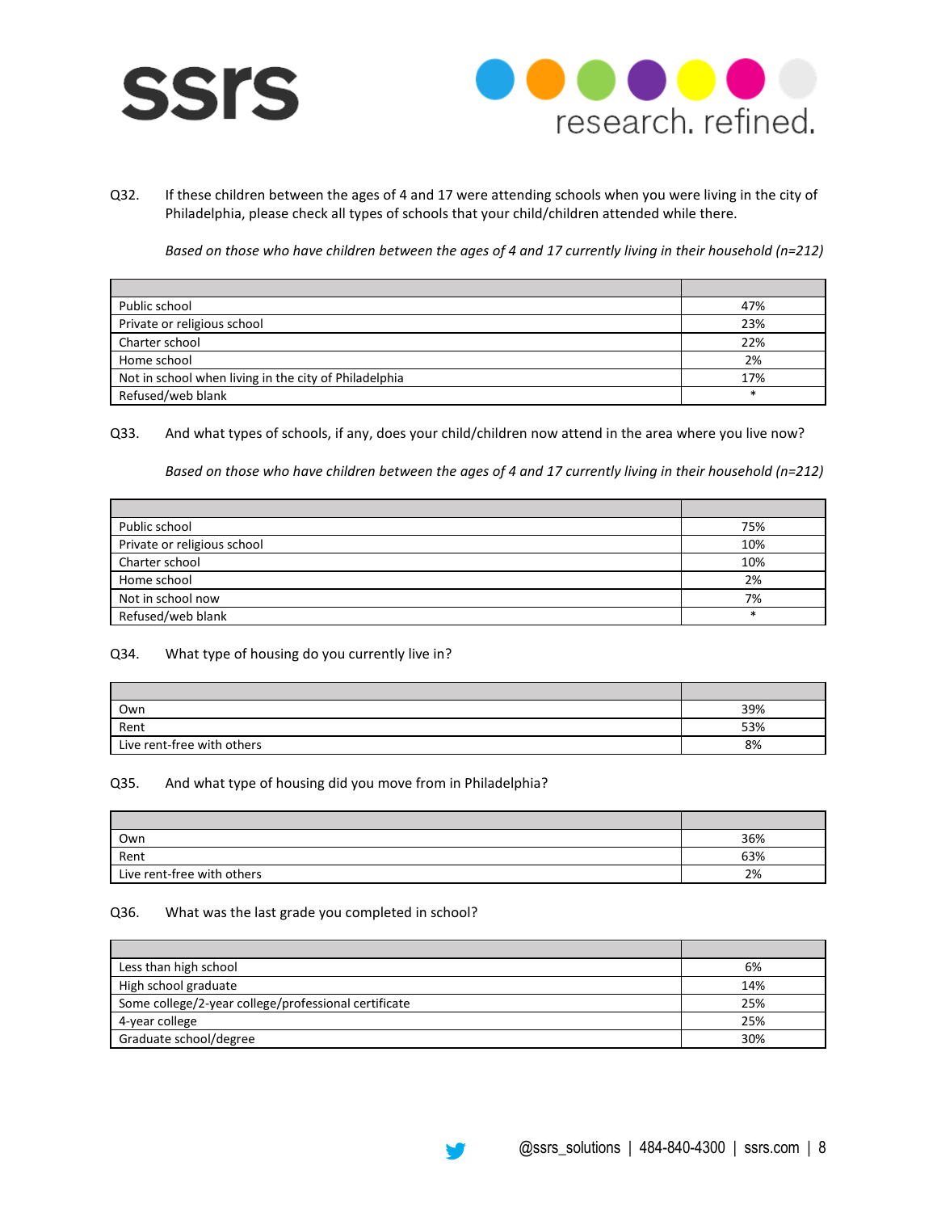Q32. If these children between the ages of 4 and 17 were attending schools when you were living in the city of Philadelphia, please check all types of schools that your child/children attended while there.

*Based on those who have children between the ages of 4 and 17 currently living in their household (n=212)*

| | |
|---|---|
| Public school | 47% |
| Private or religious school | 23% |
| Charter school | 22% |
| Home school | 2% |
| Not in school when living in the city of Philadelphia | 17% |
| Refused/web blank | * |

Q33. And what types of schools, if any, does your child/children now attend in the area where you live now?

*Based on those who have children between the ages of 4 and 17 currently living in their household (n=212)*

| | |
|---|---|
| Public school | 75% |
| Private or religious school | 10% |
| Charter school | 10% |
| Home school | 2% |
| Not in school now | 7% |
| Refused/web blank | * |

Q34. What type of housing do you currently live in?

| | |
|---|---|
| Own | 39% |
| Rent | 53% |
| Live rent-free with others | 8% |

Q35. And what type of housing did you move from in Philadelphia?

| | |
|---|---|
| Own | 36% |
| Rent | 63% |
| Live rent-free with others | 2% |

Q36. What was the last grade you completed in school?

| | |
|---|---|
| Less than high school | 6% |
| High school graduate | 14% |
| Some college/2-year college/professional certificate | 25% |
| 4-year college | 25% |
| Graduate school/degree | 30% |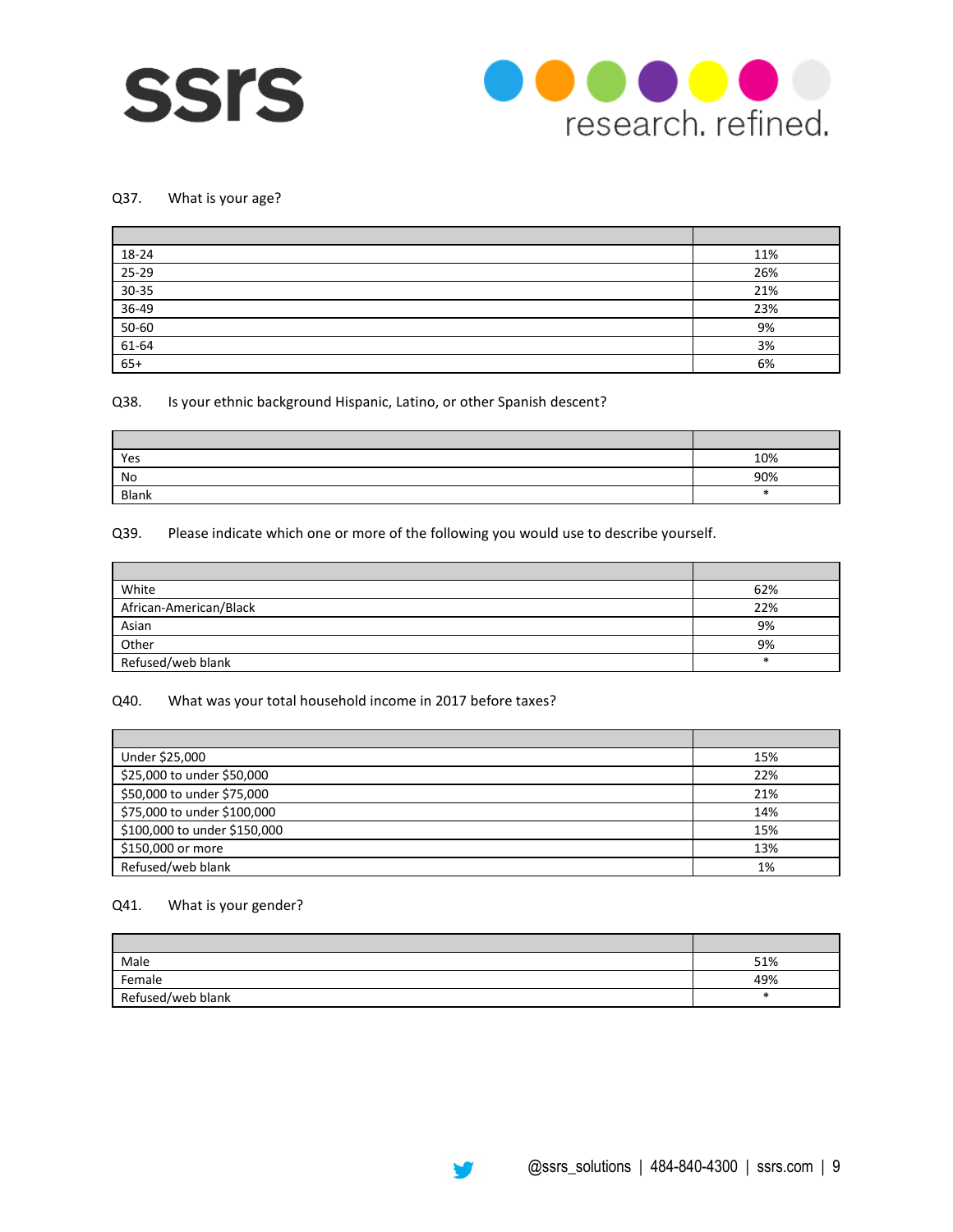Q37. What is your age?

| | |
|---|---|
| 18-24 | 11% |
| 25-29 | 26% |
| 30-35 | 21% |
| 36-49 | 23% |
| 50-60 | 9% |
| 61-64 | 3% |
| 65+ | 6% |

Q38. Is your ethnic background Hispanic, Latino, or other Spanish descent?

| | |
|---|---|
| Yes | 10% |
| No | 90% |
| Blank | * |

Q39. Please indicate which one or more of the following you would use to describe yourself.

| | |
|---|---|
| White | 62% |
| African-American/Black | 22% |
| Asian | 9% |
| Other | 9% |
| Refused/web blank | * |

Q40. What was your total household income in 2017 before taxes?

| | |
|---|---|
| Under $25,000 | 15% |
| $25,000 to under $50,000 | 22% |
| $50,000 to under $75,000 | 21% |
| $75,000 to under $100,000 | 14% |
| $100,000 to under $150,000 | 15% |
| $150,000 or more | 13% |
| Refused/web blank | 1% |

Q41. What is your gender?

| | |
|---|---|
| Male | 51% |
| Female | 49% |
| Refused/web blank | * |